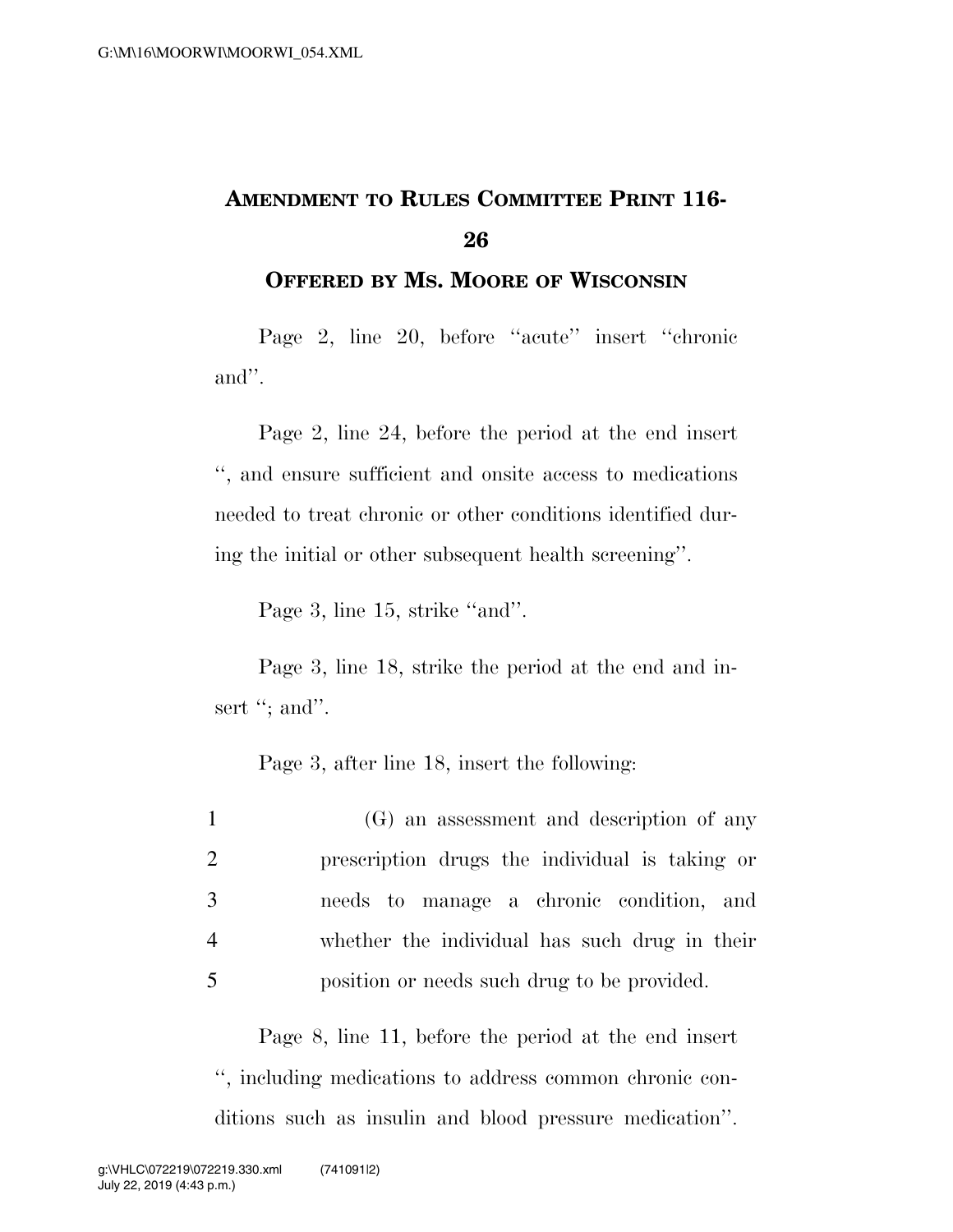# AMENDMENT TO RULES COMMITTEE PRINT 116-26

## OFFERED BY MS. MOORE OF WISCONSIN

Page 2, line 20, before "acute" insert "chronic and".

Page 2, line 24, before the period at the end insert ", and ensure sufficient and onsite access to medications needed to treat chronic or other conditions identified during the initial or other subsequent health screening".

Page 3, line 15, strike "and".

Page 3, line 18, strike the period at the end and insert "; and".

Page 3, after line 18, insert the following:

1 (G) an assessment and description of any
2 prescription drugs the individual is taking or
3 needs to manage a chronic condition, and
4 whether the individual has such drug in their
5 position or needs such drug to be provided.

Page 8, line 11, before the period at the end insert ", including medications to address common chronic conditions such as insulin and blood pressure medication".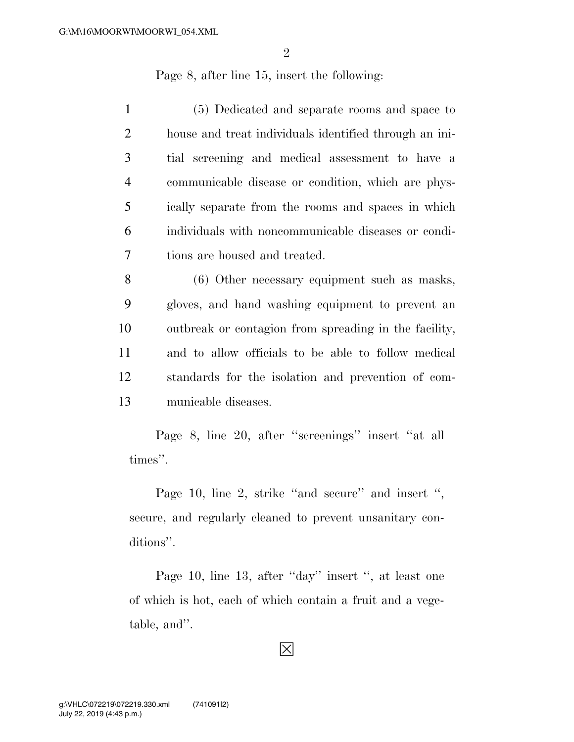Page 8, after line 15, insert the following:

(5) Dedicated and separate rooms and space to house and treat individuals identified through an initial screening and medical assessment to have a communicable disease or condition, which are physically separate from the rooms and spaces in which individuals with noncommunicable diseases or conditions are housed and treated.

(6) Other necessary equipment such as masks, gloves, and hand washing equipment to prevent an outbreak or contagion from spreading in the facility, and to allow officials to be able to follow medical standards for the isolation and prevention of communicable diseases.

Page 8, line 20, after ''screenings'' insert ''at all times''.

Page 10, line 2, strike ''and secure'' and insert '', secure, and regularly cleaned to prevent unsanitary conditions''.

Page 10, line 13, after ''day'' insert '', at least one of which is hot, each of which contain a fruit and a vegetable, and''.

☒